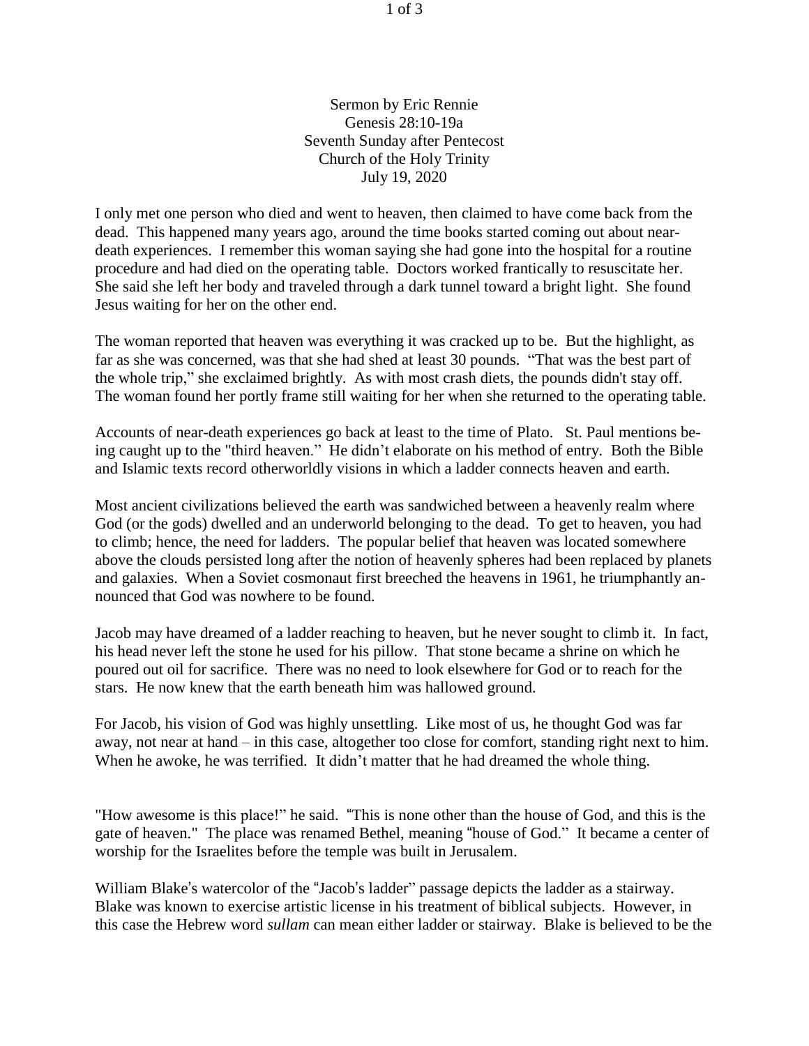Sermon by Eric Rennie
Genesis 28:10-19a
Seventh Sunday after Pentecost
Church of the Holy Trinity
July 19, 2020

I only met one person who died and went to heaven, then claimed to have come back from the dead. This happened many years ago, around the time books started coming out about near-death experiences. I remember this woman saying she had gone into the hospital for a routine procedure and had died on the operating table. Doctors worked frantically to resuscitate her. She said she left her body and traveled through a dark tunnel toward a bright light. She found Jesus waiting for her on the other end.

The woman reported that heaven was everything it was cracked up to be. But the highlight, as far as she was concerned, was that she had shed at least 30 pounds. "That was the best part of the whole trip," she exclaimed brightly. As with most crash diets, the pounds didn't stay off. The woman found her portly frame still waiting for her when she returned to the operating table.

Accounts of near-death experiences go back at least to the time of Plato. St. Paul mentions being caught up to the "third heaven." He didn't elaborate on his method of entry. Both the Bible and Islamic texts record otherworldly visions in which a ladder connects heaven and earth.

Most ancient civilizations believed the earth was sandwiched between a heavenly realm where God (or the gods) dwelled and an underworld belonging to the dead. To get to heaven, you had to climb; hence, the need for ladders. The popular belief that heaven was located somewhere above the clouds persisted long after the notion of heavenly spheres had been replaced by planets and galaxies. When a Soviet cosmonaut first breeched the heavens in 1961, he triumphantly announced that God was nowhere to be found.

Jacob may have dreamed of a ladder reaching to heaven, but he never sought to climb it. In fact, his head never left the stone he used for his pillow. That stone became a shrine on which he poured out oil for sacrifice. There was no need to look elsewhere for God or to reach for the stars. He now knew that the earth beneath him was hallowed ground.

For Jacob, his vision of God was highly unsettling. Like most of us, he thought God was far away, not near at hand – in this case, altogether too close for comfort, standing right next to him. When he awoke, he was terrified. It didn't matter that he had dreamed the whole thing.

"How awesome is this place!" he said. "This is none other than the house of God, and this is the gate of heaven." The place was renamed Bethel, meaning "house of God." It became a center of worship for the Israelites before the temple was built in Jerusalem.

William Blake's watercolor of the "Jacob's ladder" passage depicts the ladder as a stairway. Blake was known to exercise artistic license in his treatment of biblical subjects. However, in this case the Hebrew word *sullam* can mean either ladder or stairway. Blake is believed to be the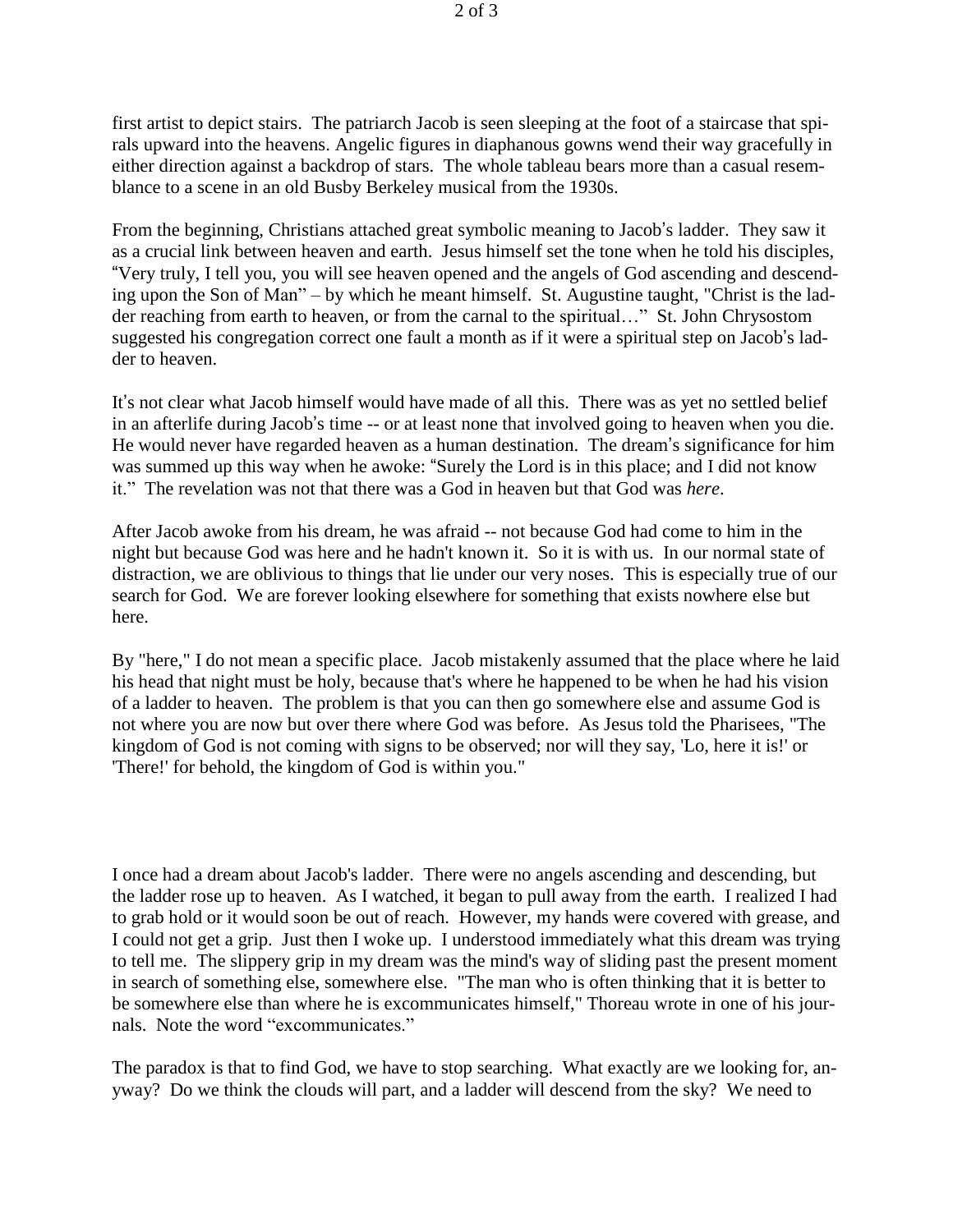first artist to depict stairs. The patriarch Jacob is seen sleeping at the foot of a staircase that spirals upward into the heavens. Angelic figures in diaphanous gowns wend their way gracefully in either direction against a backdrop of stars. The whole tableau bears more than a casual resemblance to a scene in an old Busby Berkeley musical from the 1930s.

From the beginning, Christians attached great symbolic meaning to Jacob's ladder. They saw it as a crucial link between heaven and earth. Jesus himself set the tone when he told his disciples, "Very truly, I tell you, you will see heaven opened and the angels of God ascending and descending upon the Son of Man" – by which he meant himself. St. Augustine taught, "Christ is the ladder reaching from earth to heaven, or from the carnal to the spiritual…" St. John Chrysostom suggested his congregation correct one fault a month as if it were a spiritual step on Jacob's ladder to heaven.

It's not clear what Jacob himself would have made of all this. There was as yet no settled belief in an afterlife during Jacob's time -- or at least none that involved going to heaven when you die. He would never have regarded heaven as a human destination. The dream's significance for him was summed up this way when he awoke: "Surely the Lord is in this place; and I did not know it." The revelation was not that there was a God in heaven but that God was *here*.

After Jacob awoke from his dream, he was afraid -- not because God had come to him in the night but because God was here and he hadn't known it. So it is with us. In our normal state of distraction, we are oblivious to things that lie under our very noses. This is especially true of our search for God. We are forever looking elsewhere for something that exists nowhere else but here.

By "here," I do not mean a specific place. Jacob mistakenly assumed that the place where he laid his head that night must be holy, because that's where he happened to be when he had his vision of a ladder to heaven. The problem is that you can then go somewhere else and assume God is not where you are now but over there where God was before. As Jesus told the Pharisees, "The kingdom of God is not coming with signs to be observed; nor will they say, 'Lo, here it is!' or 'There!' for behold, the kingdom of God is within you."

I once had a dream about Jacob's ladder. There were no angels ascending and descending, but the ladder rose up to heaven. As I watched, it began to pull away from the earth. I realized I had to grab hold or it would soon be out of reach. However, my hands were covered with grease, and I could not get a grip. Just then I woke up. I understood immediately what this dream was trying to tell me. The slippery grip in my dream was the mind's way of sliding past the present moment in search of something else, somewhere else. "The man who is often thinking that it is better to be somewhere else than where he is excommunicates himself," Thoreau wrote in one of his journals. Note the word "excommunicates."

The paradox is that to find God, we have to stop searching. What exactly are we looking for, anyway? Do we think the clouds will part, and a ladder will descend from the sky? We need to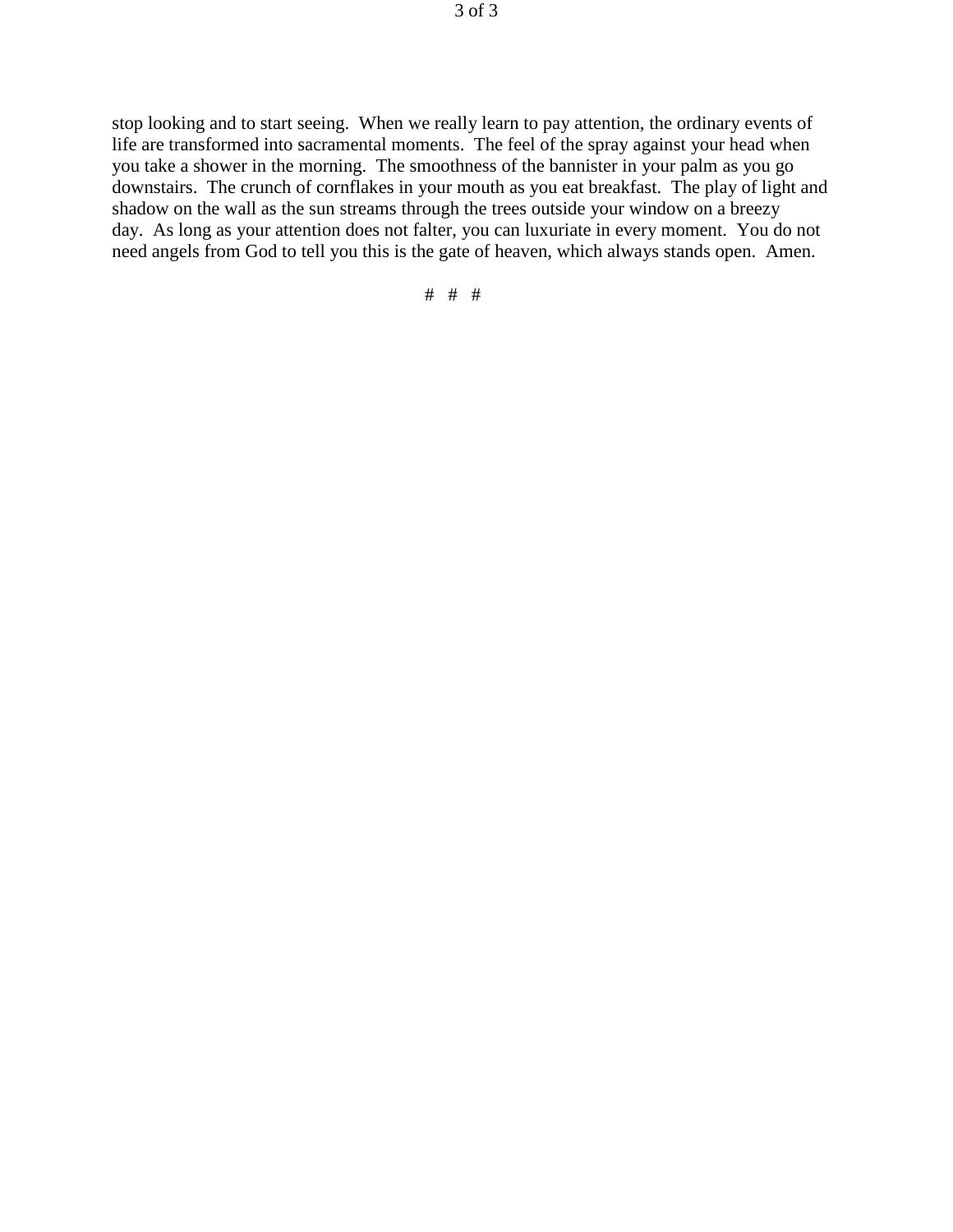stop looking and to start seeing. When we really learn to pay attention, the ordinary events of life are transformed into sacramental moments. The feel of the spray against your head when you take a shower in the morning. The smoothness of the bannister in your palm as you go downstairs. The crunch of cornflakes in your mouth as you eat breakfast. The play of light and shadow on the wall as the sun streams through the trees outside your window on a breezy day. As long as your attention does not falter, you can luxuriate in every moment. You do not need angels from God to tell you this is the gate of heaven, which always stands open. Amen.

# # #